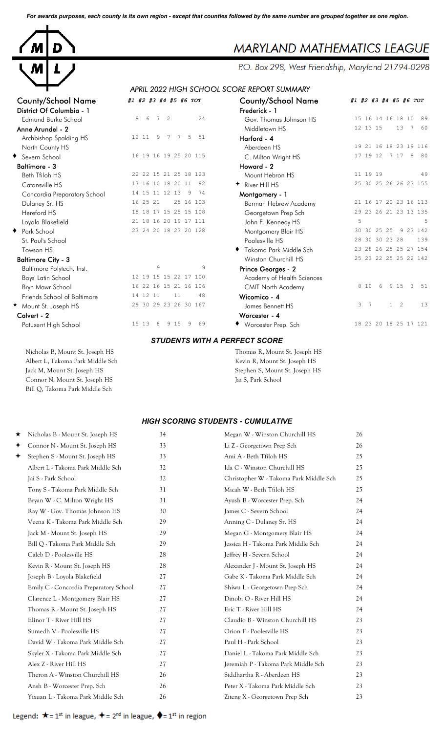*For awards purposes, each county is its own region - except that counties followed by the same number are grouped together as one region.*

# MARYLAND MATHEMATICS LEAGUE

P.O. Box 298, West Friendship, Maryland 21794-0298

## APRIL 2022 HIGH SCHOOL SCORE REPORT SUMMARY

| County/School Name | #1 | #2 | #3 | #4 | #5 | #6 | TOT |
|---|---|---|---|---|---|---|---|
| **District Of Columbia - 1** | | | | | | | |
| Edmund Burke School | 9 | 6 | 7 | 2 | | | 24 |
| **Anne Arundel - 2** | | | | | | | |
| Archbishop Spalding HS | 12 | 11 | 9 | 7 | 7 | 5 | 51 |
| North County HS | | | | | | | |
| ♦ Severn School | 16 | 19 | 16 | 19 | 25 | 20 | 115 |
| **Baltimore - 3** | | | | | | | |
| Beth Tfiloh HS | 22 | 22 | 15 | 21 | 25 | 18 | 123 |
| Catonsville HS | 17 | 16 | 10 | 18 | 20 | 11 | 92 |
| Concordia Preparatory School | 14 | 15 | 11 | 12 | 13 | 9 | 74 |
| Dulaney Sr. HS | 16 | 25 | 21 | | 25 | 16 | 103 |
| Hereford HS | 18 | 18 | 17 | 15 | 25 | 15 | 108 |
| Loyola Blakefield | 21 | 18 | 16 | 20 | 19 | 17 | 111 |
| ♦ Park School | 23 | 24 | 20 | 18 | 23 | 20 | 128 |
| St. Paul's School | | | | | | | |
| Towson HS | | | | | | | |
| **Baltimore City - 3** | | | | | | | |
| Baltimore Polytech. Inst. | | | 9 | | | | 9 |
| Boys' Latin School | 12 | 19 | 15 | 15 | 22 | 17 | 100 |
| Bryn Mawr School | 16 | 22 | 16 | 15 | 21 | 16 | 106 |
| Friends School of Baltimore | 14 | 12 | 11 | | 11 | | 48 |
| ★ Mount St. Joseph HS | 29 | 30 | 29 | 23 | 26 | 30 | 167 |
| **Calvert - 2** | | | | | | | |
| Patuxent High School | 15 | 13 | 8 | 9 | 15 | 9 | 69 |
| **Frederick - 1** | | | | | | | |
| Gov. Thomas Johnson HS | 15 | 16 | 14 | 16 | 18 | 10 | 89 |
| Middletown HS | 12 | 13 | 15 | | 13 | 7 | 60 |
| **Harford - 4** | | | | | | | |
| Aberdeen HS | 19 | 21 | 16 | 18 | 23 | 19 | 116 |
| C. Milton Wright HS | 17 | 19 | 12 | 7 | 17 | 8 | 80 |
| **Howard - 2** | | | | | | | |
| Mount Hebron HS | 11 | 19 | 19 | | | | 49 |
| ✦ River Hill HS | 25 | 30 | 25 | 26 | 26 | 23 | 155 |
| **Montgomery - 1** | | | | | | | |
| Berman Hebrew Academy | 21 | 16 | 17 | 20 | 23 | 16 | 113 |
| Georgetown Prep Sch | 29 | 23 | 26 | 21 | 23 | 13 | 135 |
| John F. Kennedy HS | 5 | | | | | | 5 |
| Montgomery Blair HS | 30 | 30 | 25 | 25 | 9 | 23 | 142 |
| Poolesville HS | 28 | 30 | 30 | 23 | 28 | | 139 |
| ♦ Takoma Park Middle Sch | 23 | 28 | 26 | 25 | 25 | 27 | 154 |
| Winston Churchill HS | 25 | 23 | 22 | 25 | 25 | 22 | 142 |
| **Prince Georges - 2** | | | | | | | |
| Academy of Health Sciences | | | | | | | |
| CMIT North Academy | 8 | 10 | 6 | 9 | 15 | 3 | 51 |
| **Wicomico - 4** | | | | | | | |
| James Bennett HS | 3 | 7 | | 1 | 2 | | 13 |
| **Worcester - 4** | | | | | | | |
| ♦ Worcester Prep. Sch | 18 | 23 | 20 | 18 | 25 | 17 | 121 |

### STUDENTS WITH A PERFECT SCORE

- Nicholas B, Mount St. Joseph HS
- Albert L, Takoma Park Middle Sch
- Jack M, Mount St. Joseph HS
- Connor N, Mount St. Joseph HS
- Bill Q, Takoma Park Middle Sch
- Thomas R, Mount St. Joseph HS
- Kevin R, Mount St. Joseph HS
- Stephen S, Mount St. Joseph HS
- Jai S, Park School

### HIGH SCORING STUDENTS - CUMULATIVE

| Student | Score |
|---|---|
| ★ Nicholas B - Mount St. Joseph HS | 34 |
| ✦ Connor N - Mount St. Joseph HS | 33 |
| ✦ Stephen S - Mount St. Joseph HS | 33 |
| Albert L - Takoma Park Middle Sch | 32 |
| Jai S - Park School | 32 |
| Tony S - Takoma Park Middle Sch | 31 |
| Bryan W - C. Milton Wright HS | 31 |
| Ray W - Gov. Thomas Johnson HS | 30 |
| Veena K - Takoma Park Middle Sch | 29 |
| Jack M - Mount St. Joseph HS | 29 |
| Bill Q - Takoma Park Middle Sch | 29 |
| Caleb D - Poolesville HS | 28 |
| Kevin R - Mount St. Joseph HS | 28 |
| Joseph B - Loyola Blakefield | 27 |
| Emily C - Concordia Preparatory School | 27 |
| Clarence L - Montgomery Blair HS | 27 |
| Thomas R - Mount St. Joseph HS | 27 |
| Elinor T - River Hill HS | 27 |
| Sumedh V - Poolesville HS | 27 |
| David W - Takoma Park Middle Sch | 27 |
| Skyler X - Takoma Park Middle Sch | 27 |
| Alex Z - River Hill HS | 27 |
| Theron A - Winston Churchill HS | 26 |
| Ansh B - Worcester Prep. Sch | 26 |
| Yixuan L - Takoma Park Middle Sch | 26 |
| Megan W - Winston Churchill HS | 26 |
| Li Z - Georgetown Prep Sch | 26 |
| Ami A - Beth Tfiloh HS | 25 |
| Ida C - Winston Churchill HS | 25 |
| Christopher W - Takoma Park Middle Sch | 25 |
| Micah W - Beth Tfiloh HS | 25 |
| Ayush B - Worcester Prep. Sch | 24 |
| James C - Severn School | 24 |
| Anning C - Dulaney Sr. HS | 24 |
| Megan G - Montgomery Blair HS | 24 |
| Jessica H - Takoma Park Middle Sch | 24 |
| Jeffrey H - Severn School | 24 |
| Alexander J - Mount St. Joseph HS | 24 |
| Gabe K - Takoma Park Middle Sch | 24 |
| Shiwu L - Georgetown Prep Sch | 24 |
| Dinobi O - River Hill HS | 24 |
| Eric T - River Hill HS | 24 |
| Claudio B - Winston Churchill HS | 23 |
| Orion F - Poolesville HS | 23 |
| Paul H - Park School | 23 |
| Daniel L - Takoma Park Middle Sch | 23 |
| Jeremiah P - Takoma Park Middle Sch | 23 |
| Siddhartha R - Aberdeen HS | 23 |
| Peter X - Takoma Park Middle Sch | 23 |
| Ziteng X - Georgetown Prep Sch | 23 |

Legend: ★ = 1st in league, ✦ = 2nd in league, ♦ = 1st in region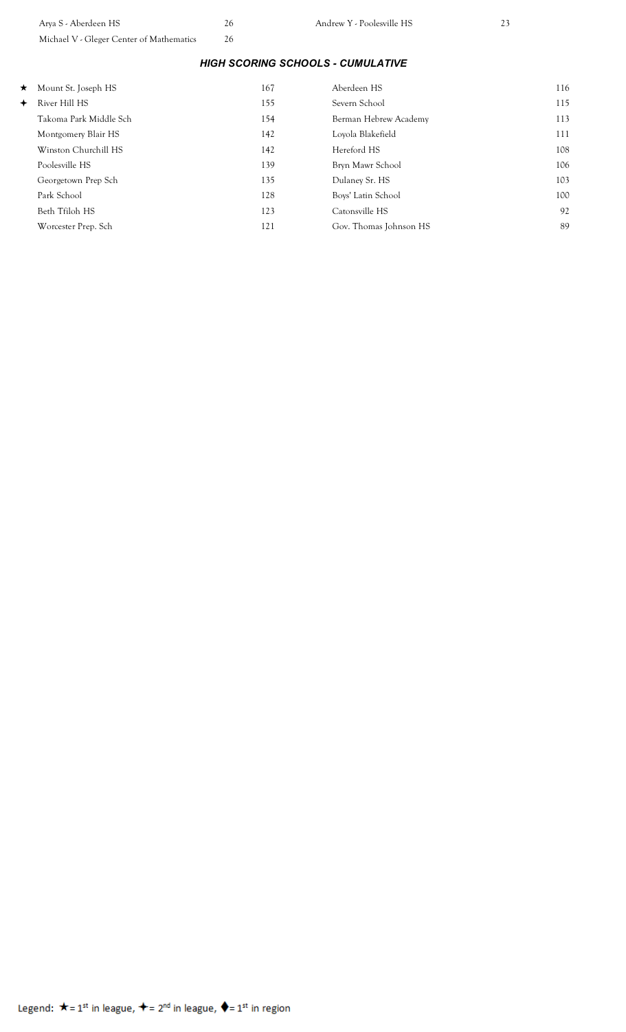| | | | |
|---|---|---|---|
| Arya S - Aberdeen HS | 26 | Andrew Y - Poolesville HS | 23 |
| Michael V - Gleger Center of Mathematics | 26 | | |

### *HIGH SCORING SCHOOLS - CUMULATIVE*

| | | | | |
|---|---|---|---|---|
| ★ | Mount St. Joseph HS | 167 | Aberdeen HS | 116 |
| ✦ | River Hill HS | 155 | Severn School | 115 |
| | Takoma Park Middle Sch | 154 | Berman Hebrew Academy | 113 |
| | Montgomery Blair HS | 142 | Loyola Blakefield | 111 |
| | Winston Churchill HS | 142 | Hereford HS | 108 |
| | Poolesville HS | 139 | Bryn Mawr School | 106 |
| | Georgetown Prep Sch | 135 | Dulaney Sr. HS | 103 |
| | Park School | 128 | Boys' Latin School | 100 |
| | Beth Tfiloh HS | 123 | Catonsville HS | 92 |
| | Worcester Prep. Sch | 121 | Gov. Thomas Johnson HS | 89 |

Legend: ★ = 1st in league, ✦ = 2nd in league, ◆ = 1st in region